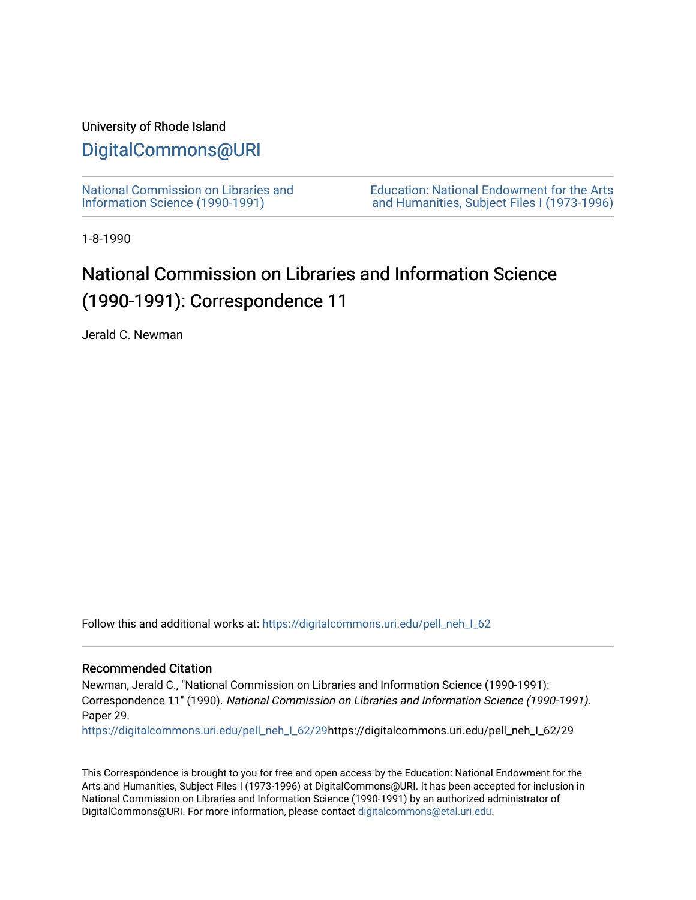University of Rhode Island

# DigitalCommons@URI

National Commission on Libraries and Information Science (1990-1991)

Education: National Endowment for the Arts and Humanities, Subject Files I (1973-1996)

1-8-1990

# National Commission on Libraries and Information Science (1990-1991): Correspondence 11

Jerald C. Newman

Follow this and additional works at: https://digitalcommons.uri.edu/pell_neh_I_62

## Recommended Citation

Newman, Jerald C., "National Commission on Libraries and Information Science (1990-1991): Correspondence 11" (1990). *National Commission on Libraries and Information Science (1990-1991).* Paper 29.
https://digitalcommons.uri.edu/pell_neh_I_62/29https://digitalcommons.uri.edu/pell_neh_I_62/29

This Correspondence is brought to you for free and open access by the Education: National Endowment for the Arts and Humanities, Subject Files I (1973-1996) at DigitalCommons@URI. It has been accepted for inclusion in National Commission on Libraries and Information Science (1990-1991) by an authorized administrator of DigitalCommons@URI. For more information, please contact digitalcommons@etal.uri.edu.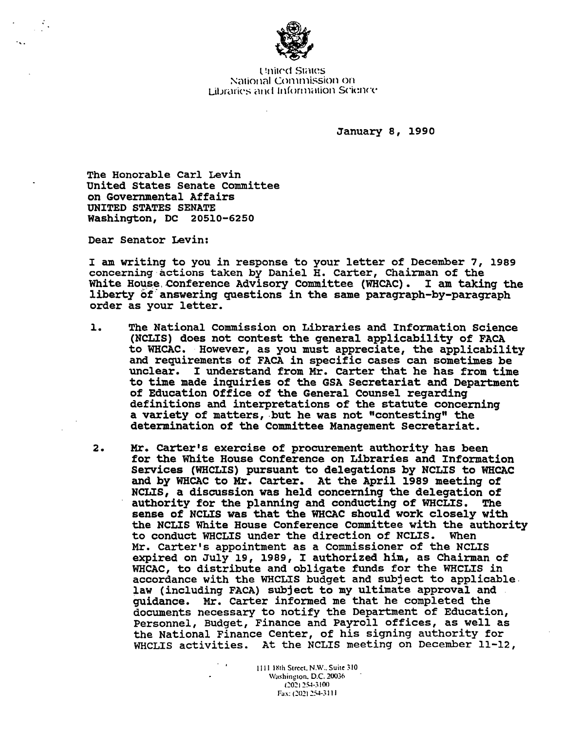United States
National Commission on
Libraries and Information Science

January 8, 1990

The Honorable Carl Levin
United States Senate Committee
on Governmental Affairs
UNITED STATES SENATE
Washington, DC 20510-6250

Dear Senator Levin:

I am writing to you in response to your letter of December 7, 1989 concerning actions taken by Daniel H. Carter, Chairman of the White House Conference Advisory Committee (WHCAC). I am taking the liberty of answering questions in the same paragraph-by-paragraph order as your letter.

1. The National Commission on Libraries and Information Science (NCLIS) does not contest the general applicability of FACA to WHCAC. However, as you must appreciate, the applicability and requirements of FACA in specific cases can sometimes be unclear. I understand from Mr. Carter that he has from time to time made inquiries of the GSA Secretariat and Department of Education Office of the General Counsel regarding definitions and interpretations of the statute concerning a variety of matters, but he was not "contesting" the determination of the Committee Management Secretariat.

2. Mr. Carter's exercise of procurement authority has been for the White House Conference on Libraries and Information Services (WHCLIS) pursuant to delegations by NCLIS to WHCAC and by WHCAC to Mr. Carter. At the April 1989 meeting of NCLIS, a discussion was held concerning the delegation of authority for the planning and conducting of WHCLIS. The sense of NCLIS was that the WHCAC should work closely with the NCLIS White House Conference Committee with the authority to conduct WHCLIS under the direction of NCLIS. When Mr. Carter's appointment as a Commissioner of the NCLIS expired on July 19, 1989, I authorized him, as Chairman of WHCAC, to distribute and obligate funds for the WHCLIS in accordance with the WHCLIS budget and subject to applicable law (including FACA) subject to my ultimate approval and guidance. Mr. Carter informed me that he completed the documents necessary to notify the Department of Education, Personnel, Budget, Finance and Payroll offices, as well as the National Finance Center, of his signing authority for WHCLIS activities. At the NCLIS meeting on December 11-12,

1111 18th Street, N.W., Suite 310
Washington, D.C. 20036
(202) 254-3100
Fax: (202) 254-3111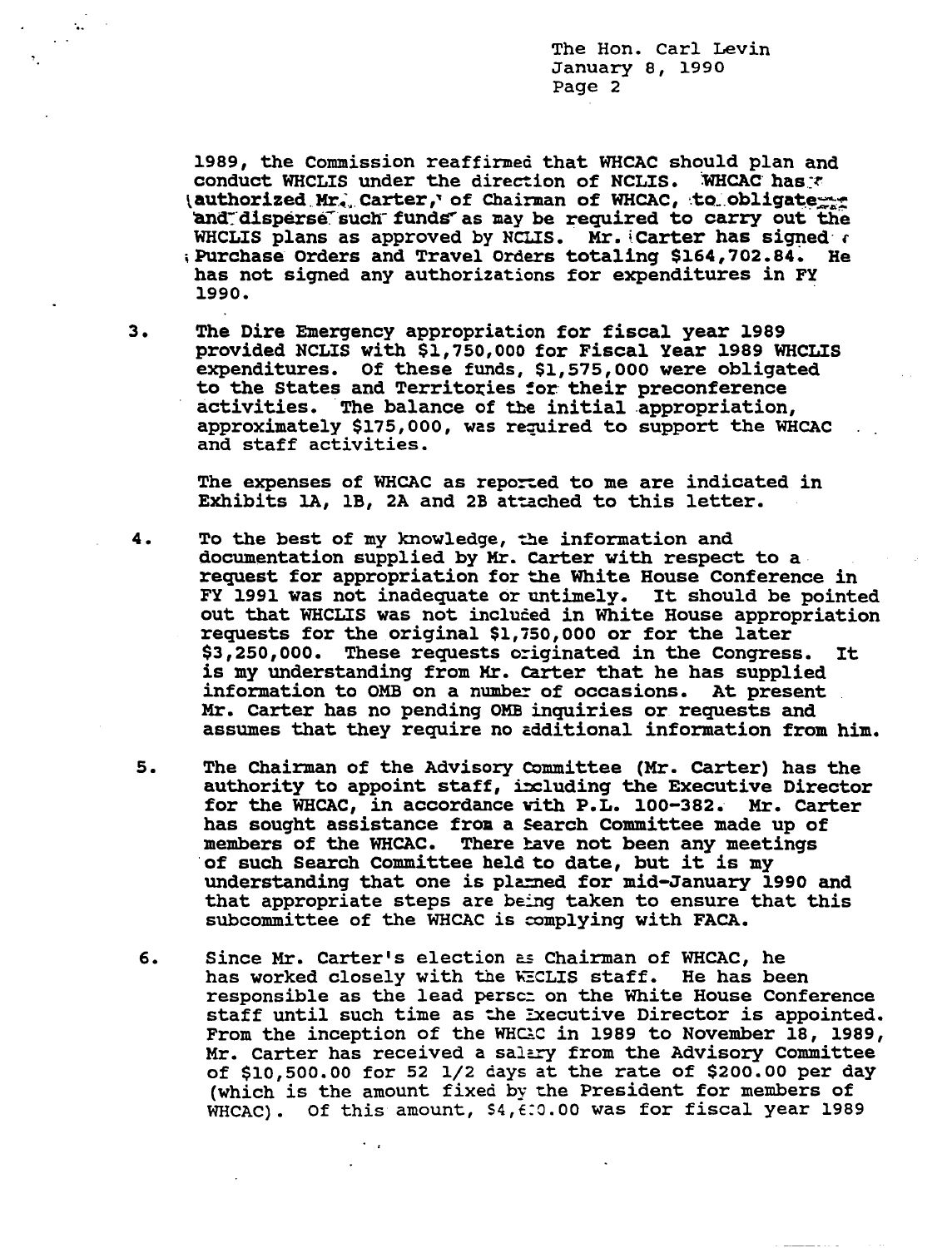1989, the Commission reaffirmed that WHCAC should plan and conduct WHCLIS under the direction of NCLIS. WHCAC has authorized Mr. Carter, of Chairman of WHCAC, to obligate and disperse such funds as may be required to carry out the WHCLIS plans as approved by NCLIS. Mr. Carter has signed Purchase Orders and Travel Orders totaling $164,702.84. He has not signed any authorizations for expenditures in FY 1990.

3. The Dire Emergency appropriation for fiscal year 1989 provided NCLIS with $1,750,000 for Fiscal Year 1989 WHCLIS expenditures. Of these funds, $1,575,000 were obligated to the States and Territories for their preconference activities. The balance of the initial appropriation, approximately $175,000, was required to support the WHCAC and staff activities.

   The expenses of WHCAC as reported to me are indicated in Exhibits 1A, 1B, 2A and 2B attached to this letter.

4. To the best of my knowledge, the information and documentation supplied by Mr. Carter with respect to a request for appropriation for the White House Conference in FY 1991 was not inadequate or untimely. It should be pointed out that WHCLIS was not included in White House appropriation requests for the original $1,750,000 or for the later $3,250,000. These requests originated in the Congress. It is my understanding from Mr. Carter that he has supplied information to OMB on a number of occasions. At present Mr. Carter has no pending OMB inquiries or requests and assumes that they require no additional information from him.

5. The Chairman of the Advisory Committee (Mr. Carter) has the authority to appoint staff, including the Executive Director for the WHCAC, in accordance with P.L. 100-382. Mr. Carter has sought assistance from a Search Committee made up of members of the WHCAC. There have not been any meetings of such Search Committee held to date, but it is my understanding that one is planned for mid-January 1990 and that appropriate steps are being taken to ensure that this subcommittee of the WHCAC is complying with FACA.

6. Since Mr. Carter's election as Chairman of WHCAC, he has worked closely with the WHCLIS staff. He has been responsible as the lead person on the White House Conference staff until such time as the Executive Director is appointed. From the inception of the WHCAC in 1989 to November 18, 1989, Mr. Carter has received a salary from the Advisory Committee of $10,500.00 for 52 1/2 days at the rate of $200.00 per day (which is the amount fixed by the President for members of WHCAC). Of this amount, $4,600.00 was for fiscal year 1989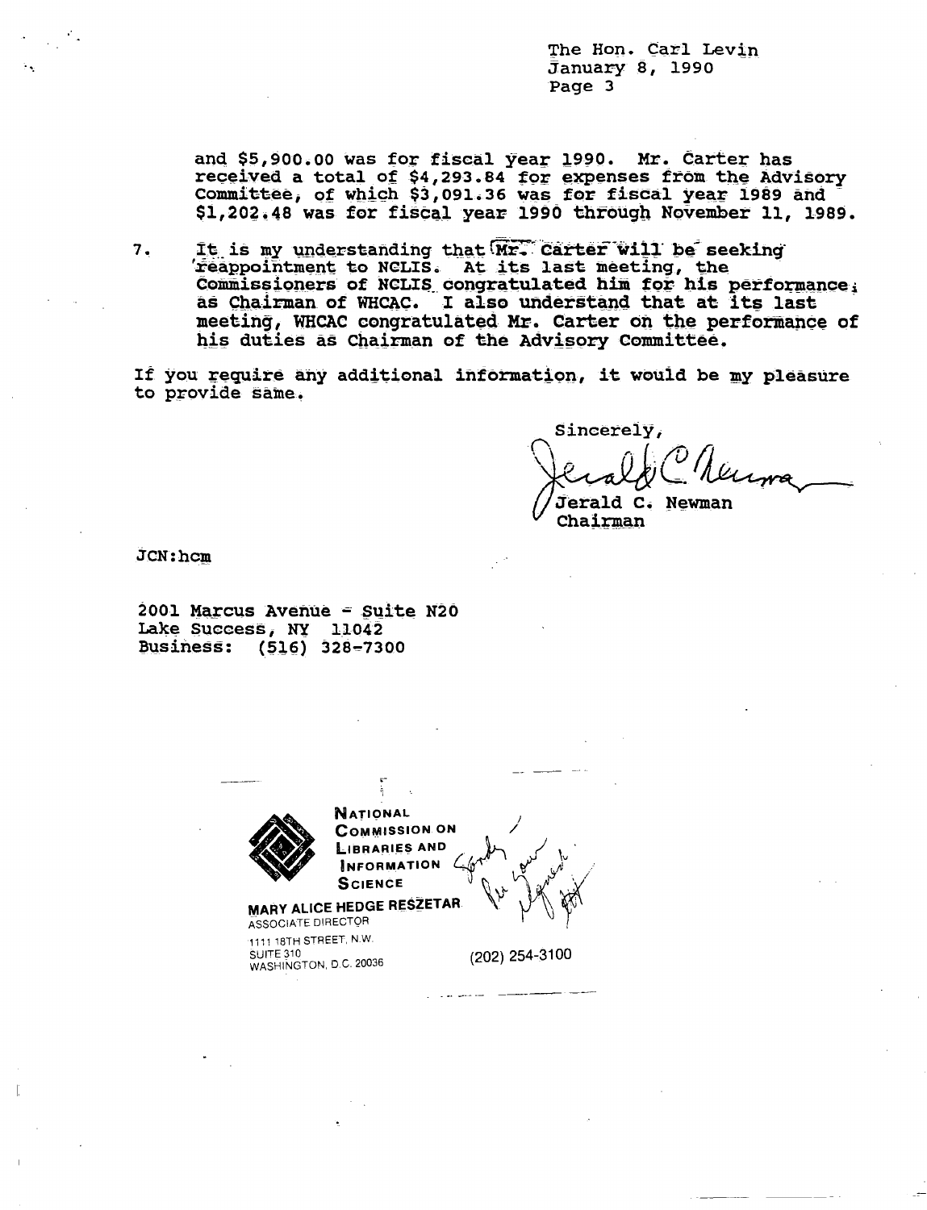and $5,900.00 was for fiscal year 1990. Mr. Carter has received a total of $4,293.84 for expenses from the Advisory Committee, of which $3,091.36 was for fiscal year 1989 and $1,202.48 was for fiscal year 1990 through November 11, 1989.

7. It is my understanding that Mr. Carter will be seeking reappointment to NCLIS. At its last meeting, the Commissioners of NCLIS congratulated him for his performance as Chairman of WHCAC. I also understand that at its last meeting, WHCAC congratulated Mr. Carter on the performance of his duties as Chairman of the Advisory Committee.

If you require any additional information, it would be my pleasure to provide same.

Sincerely,

Jerald C. Newman
Chairman

JCN:hcm

2001 Marcus Avenue - Suite N20
Lake Success, NY 11042
Business: (516) 328-7300

---

**NATIONAL COMMISSION ON LIBRARIES AND INFORMATION SCIENCE**

MARY ALICE HEDGE RESZETAR
ASSOCIATE DIRECTOR
1111 18TH STREET, N.W.
SUITE 310
WASHINGTON, D.C. 20036

(202) 254-3100

Sandy — Per your request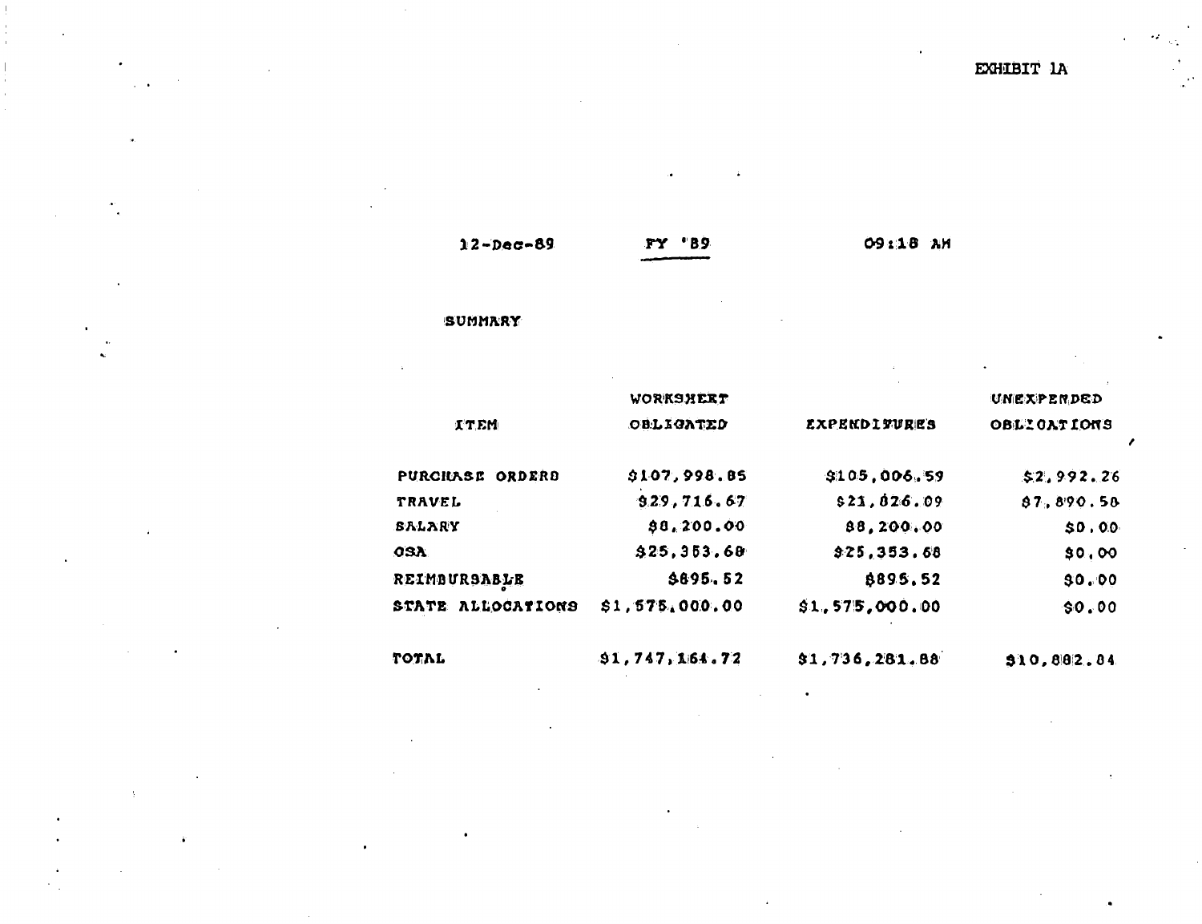EXHIBIT 1A

12-Dec-89 &nbsp;&nbsp;&nbsp;&nbsp; FY '89 &nbsp;&nbsp;&nbsp;&nbsp; 09:18 AM

SUMMARY

| ITEM | WORKSHEET OBLIGATED | EXPENDITURES | UNEXPENDED OBLIGATIONS |
|---|---|---|---|
| PURCHASE ORDERS | $107,998.85 | $105,006.59 | $2,992.26 |
| TRAVEL | $29,716.67 | $21,826.09 | $7,890.58 |
| SALARY | $8,200.00 | $8,200.00 | $0.00 |
| OSA | $25,353.68 | $25,353.68 | $0.00 |
| REIMBURSABLE | $895.52 | $895.52 | $0.00 |
| STATE ALLOCATIONS | $1,575,000.00 | $1,575,000.00 | $0.00 |
| TOTAL | $1,747,164.72 | $1,736,281.88 | $10,882.84 |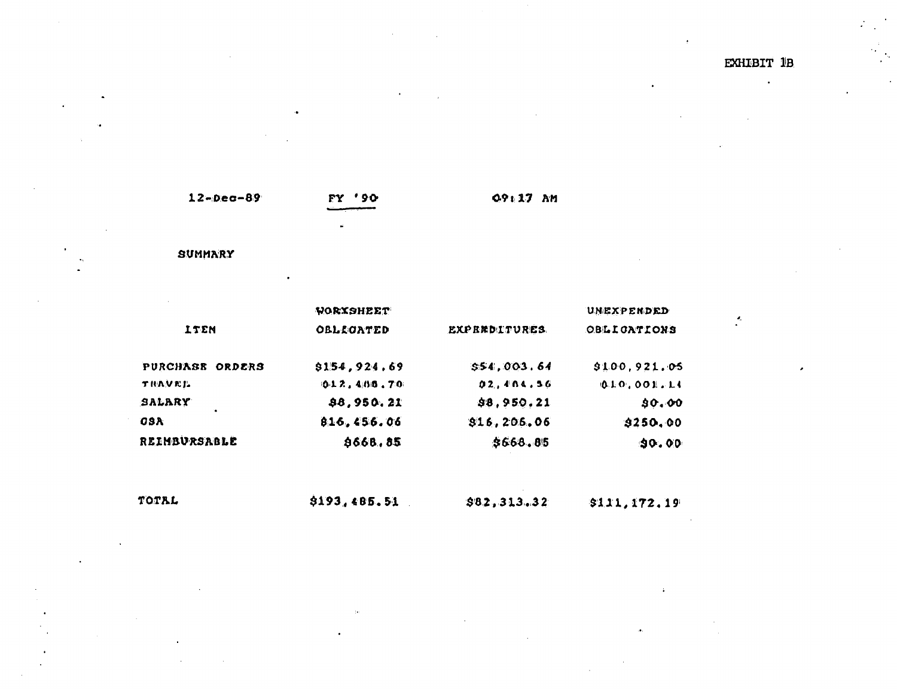EXHIBIT 1B

12-Dec-89 FY '90 09:17 AM

SUMMARY

| ITEM | WORKSHEET OBLIGATED | EXPENDITURES | UNEXPENDED OBLIGATIONS |
|---|---|---|---|
| PURCHASE ORDERS | $154,924.69 | $54,003.64 | $100,921.05 |
| TRAVEL | $12,408.70 | $2,404.56 | $10,001.14 |
| SALARY | $8,950.21 | $8,950.21 | $0.00 |
| OSA | $16,456.06 | $16,206.06 | $250.00 |
| REIMBURSABLE | $668.85 | $668.85 | $0.00 |
| TOTAL | $193,485.51 | $82,313.32 | $111,172.19 |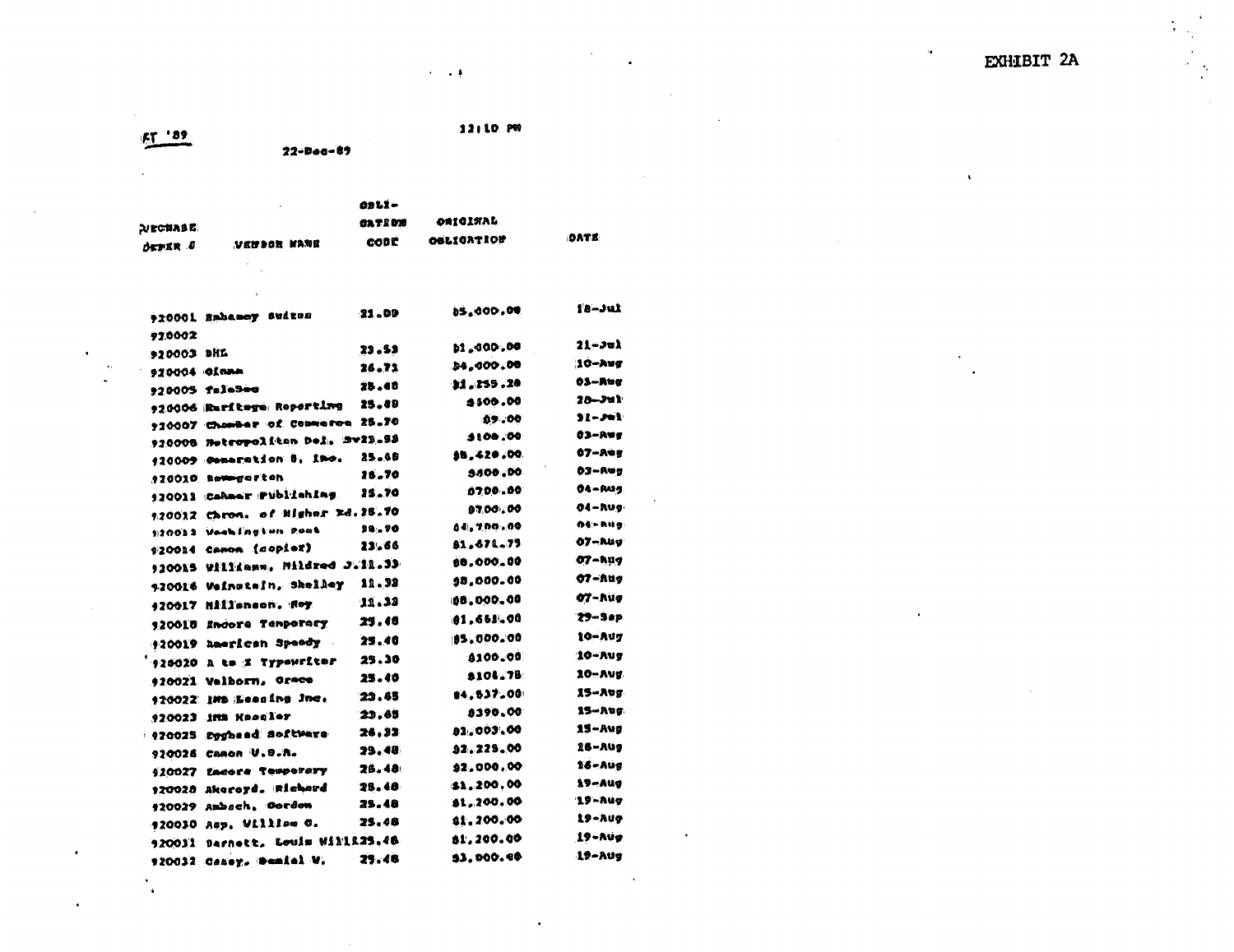EXHIBIT 2A

FY '89

22-Dec-89

12:10 PM

| PURCHASE ORDER # | VENDOR NAME | OBLI-GATION CODE | ORIGINAL OBLIGATION | DATE |
|---|---|---|---|---|
| 920001 | Embassy Suites | 21.00 | $5,000.00 | 18-Jul |
| 920002 | | | | |
| 920003 | DHL | 23.53 | $1,000.00 | 21-Jul |
| 920004 | Olsen | 26.71 | $4,000.00 | 10-Aug |
| 920005 | TeleSec | 25.40 | $1,255.20 | 01-Aug |
| 920006 | Heritage Reporting | 25.89 | $500.00 | 20-Jul |
| 920007 | Chamber of Commerce | 25.70 | $9.00 | 31-Jul |
| 920008 | Metropolitan Del. Sv | 23.53 | $100.00 | 03-Aug |
| 920009 | Generation 5, Inc. | 25.40 | $8,420.00 | 07-Aug |
| 920010 | Baumgarten | 26.70 | $400.00 | 03-Aug |
| 920011 | Cahners Publishing | 25.70 | $700.00 | 04-Aug |
| 920012 | Chron. of Higher Ed. | 26.70 | $700.00 | 04-Aug |
| 920013 | Washington Post | 26.70 | $4,700.00 | 04-Aug |
| 920014 | Canon (copier) | 23.66 | $1,671.75 | 07-Aug |
| 920015 | Williams, Mildred J. | 11.33 | $8,000.00 | 07-Aug |
| 920016 | Weinstein, Shelley | 11.33 | $8,000.00 | 07-Aug |
| 920017 | Williamson, Roy | 11.33 | $8,000.00 | 07-Aug |
| 920018 | Encore Temporary | 25.40 | $1,661.00 | 29-Sep |
| 920019 | American Speedy | 25.40 | $5,000.00 | 10-Aug |
| 920020 | A to Z Typewriter | 25.30 | $100.00 | 10-Aug |
| 920021 | Welborn, Grace | 25.40 | $104.75 | 10-Aug |
| 920022 | IMS Leasing Inc. | 23.65 | $4,537.00 | 15-Aug |
| 920023 | IMS Kessler | 23.65 | $390.00 | 15-Aug |
| 920025 | Egghead Software | 26.33 | $1,003.00 | 15-Aug |
| 920026 | Canon U.S.A. | 25.40 | $2,225.00 | 16-Aug |
| 920027 | Encore Temporary | 25.40 | $2,000.00 | 16-Aug |
| 920028 | Akeroyd, Richard | 25.40 | $1,200.00 | 19-Aug |
| 920029 | Ambach, Gordon | 25.40 | $1,200.00 | 19-Aug |
| 920030 | Asp, William G. | 25.40 | $1,200.00 | 19-Aug |
| 920031 | Barnett, Louis Willi | 25.40 | $1,200.00 | 19-Aug |
| 920032 | Casey, Daniel W. | 25.40 | $1,000.00 | 19-Aug |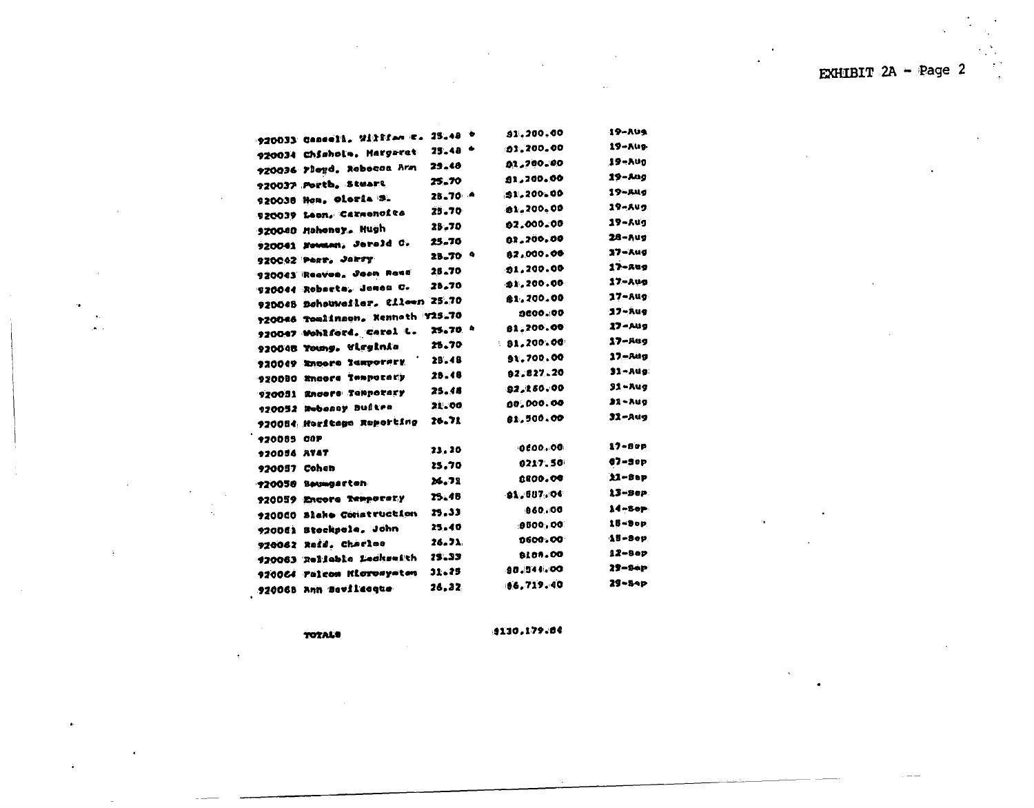EXHIBIT 2A - Page 2

| | | | | |
|---|---|---|---|---|
| 920033 | Cassell, William E. | 25.48 * | $1,200.00 | 19-Aug |
| 920034 | Chisholm, Margaret | 25.48 * | $1,200.00 | 19-Aug |
| 920036 | Floyd, Rebecca Ann | 25.48 | $1,200.00 | 19-Aug |
| 920037 | Forth, Stuart | 25.70 | $1,200.00 | 19-Aug |
| 920038 | Hom, Gloria S. | 25.70 * | $1,200.00 | 19-Aug |
| 920039 | Leon, Carmencita | 25.70 | $1,200.00 | 19-Aug |
| 920040 | Mahoney, Hugh | 25.70 | $2,000.00 | 19-Aug |
| 920041 | Newman, Jerald C. | 25.70 | $1,200.00 | 28-Aug |
| 920042 | Parr, Jerry | 25.70 * | $2,000.00 | 17-Aug |
| 920043 | Reeves, Joan Rose | 25.70 | $1,200.00 | 17-Aug |
| 920044 | Roberts, James C. | 25.70 | $1,200.00 | 17-Aug |
| 920045 | Schoweiler, Eileen | 25.70 | $1,200.00 | 17-Aug |
| 920046 | Tomlinson, Kenneth | Y25.70 | $600.00 | 17-Aug |
| 920047 | Wohlford, Carol L. | 25.70 * | $1,200.00 | 17-Aug |
| 920048 | Young, Virginia | 25.70 | $1,200.00 | 17-Aug |
| 920049 | Encore Temporary | 25.48 | $1,700.00 | 17-Aug |
| 920050 | Encore Temporary | 25.48 | $2,827.20 | 31-Aug |
| 920051 | Encore Temporary | 25.48 | $2,160.00 | 31-Aug |
| 920052 | Embassy Suites | 21.00 | $8,000.00 | 31-Aug |
| 920054 | Heritage Reporting | 26.71 | $1,500.00 | 31-Aug |
| 920055 | COP | | | |
| 920056 | AT&T | 23.20 | $600.00 | 17-Sep |
| 920057 | Cohen | 25.70 | $217.50 | 07-Sep |
| 920058 | Baumgarten | 26.72 | $800.00 | 11-Sep |
| 920059 | Encore Temporary | 25.48 | $1,687.04 | 13-Sep |
| 920060 | Blake Construction | 25.33 | $60.00 | 14-Sep |
| 920061 | Stockpole, John | 25.40 | $800.00 | 18-Sep |
| 920062 | Reid, Charles | 26.71 | $600.00 | 18-Sep |
| 920063 | Reliable Locksmith | 25.33 | $108.00 | 12-Sep |
| 920064 | Falcon Microsystem | 31.25 | $8,344.00 | 29-Sep |
| 920068 | Ann Bevilacqua | 26.32 | $6,719.40 | 29-Sep |

TOTALS $130,179.84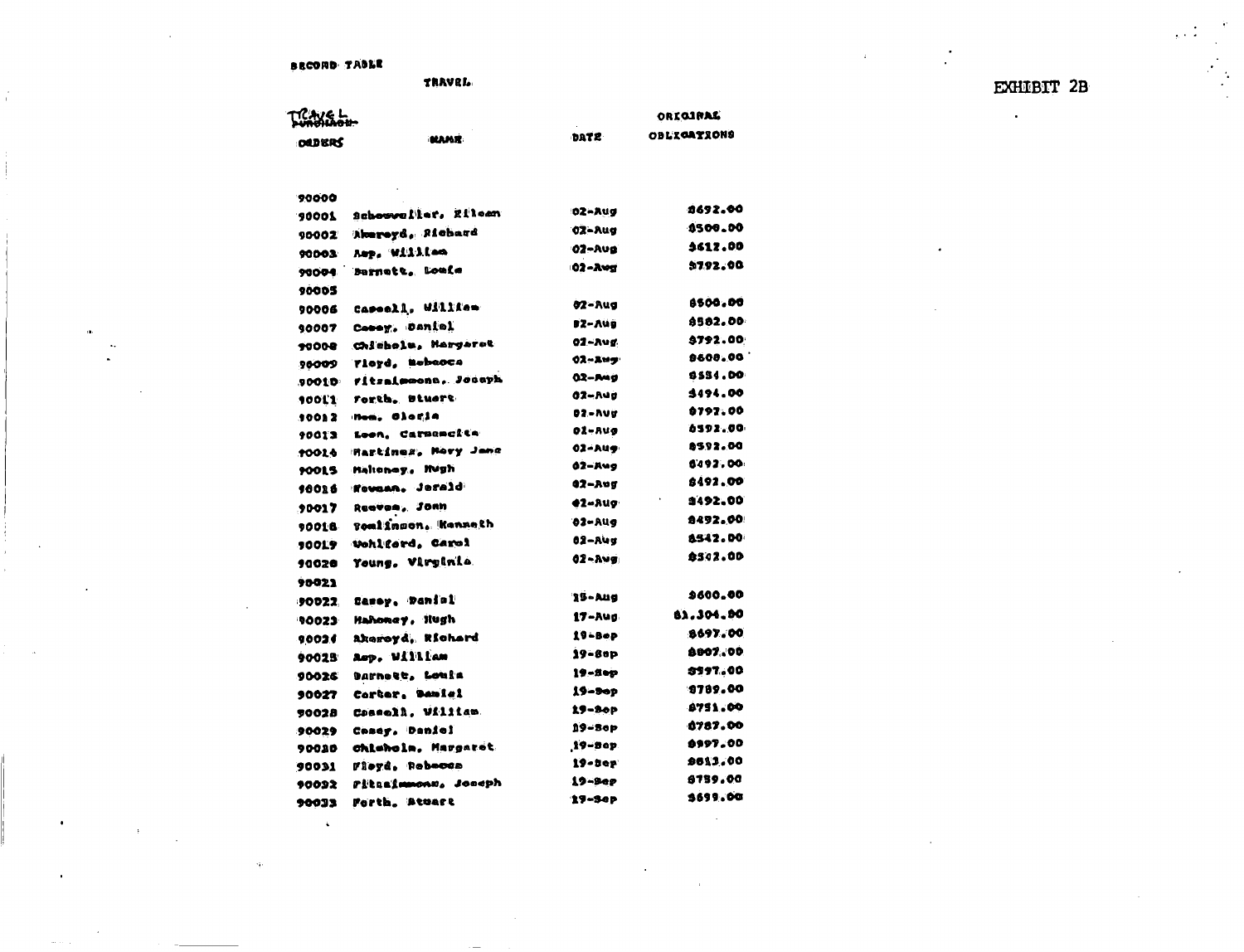SECOND TABLE

TRAVEL

EXHIBIT 2B

| TRAVEL ORDERS | NAME | DATE | ORIGINAL OBLIGATIONS |
|---|---|---|---|
| 90000 | | | |
| 90001 | Schoewalter, Eileen | 02-Aug | $692.00 |
| 90002 | Akeroyd, Richard | 02-Aug | $500.00 |
| 90003 | Asp, William | 02-Aug | $612.00 |
| 90004 | Barnett, Louis | 02-Aug | $792.00 |
| 90005 | | | |
| 90006 | Cassell, William | 02-Aug | $500.00 |
| 90007 | Casey, Daniel | 02-Aug | $582.00 |
| 90008 | Chisholm, Margaret | 02-Aug | $792.00 |
| 90009 | Floyd, Rebecca | 02-Aug | $600.00 |
| 90010 | Fitzsimmons, Joseph | 02-Aug | $554.00 |
| 90011 | Forth, Stuart | 02-Aug | $494.00 |
| 90012 | Mom, Gloria | 02-Aug | $797.00 |
| 90013 | Leon, Carmencita | 02-Aug | $592.00 |
| 90014 | Martinez, Mary Jane | 02-Aug | $592.00 |
| 90015 | Mahoney, Hugh | 02-Aug | $492.00 |
| 90016 | Newman, Jerald | 02-Aug | $492.00 |
| 90017 | Reeves, John | 02-Aug | $492.00 |
| 90018 | Tomlinson, Kenneth | 02-Aug | $492.00 |
| 90019 | Wohlford, Carol | 02-Aug | $542.00 |
| 90020 | Young, Virginia | 02-Aug | $542.00 |
| 90021 | | | |
| 90022 | Casey, Daniel | 15-Aug | $600.00 |
| 90023 | Mahoney, Hugh | 17-Aug | $1,304.00 |
| 90024 | Akeroyd, Richard | 19-Sep | $697.00 |
| 90025 | Asp, William | 19-Sep | $807.00 |
| 90026 | Barnett, Louis | 19-Sep | $997.00 |
| 90027 | Carter, Daniel | 19-Sep | $789.00 |
| 90028 | Cassell, William | 19-Sep | $751.00 |
| 90029 | Casey, Daniel | 19-Sep | $787.00 |
| 90030 | Chisholm, Margaret | 19-Sep | $997.00 |
| 90031 | Floyd, Rebecca | 19-Sep | $813.00 |
| 90032 | Fitzsimmons, Joseph | 19-Sep | $739.00 |
| 90033 | Forth, Stuart | 19-Sep | $699.00 |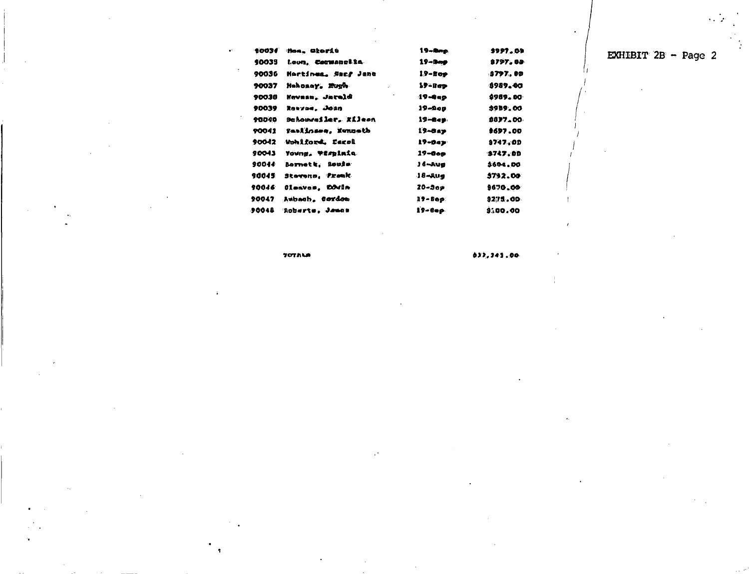EXHIBIT 2B - Page 2

| | | | |
|---|---|---|---|
| 90034 | Mea, Gloria | 19-Sep | $997.00 |
| 90035 | Leon, Carmancita | 19-Sep | $797.00 |
| 90036 | Martinez, Mary Jane | 19-Sep | $797.00 |
| 90037 | Mahoney, Hugh | 19-Sep | $989.00 |
| 90038 | Newman, Jerald | 19-Sep | $989.00 |
| 90039 | Reeves, Joan | 19-Sep | $989.00 |
| 90040 | Schoenfeller, Eileen | 19-Sep | $897.00 |
| 90041 | Tomlinson, Kenneth | 19-Sep | $697.00 |
| 90042 | Wohlford, Carol | 19-Sep | $747.00 |
| 90043 | Young, Virginia | 19-Sep | $747.00 |
| 90044 | Bornett, Louis | 16-Aug | $604.00 |
| 90045 | Stevens, Frank | 18-Aug | $792.00 |
| 90046 | Gleaves, Edwin | 20-Sep | $670.00 |
| 90047 | Ambach, Gordon | 19-Sep | $275.00 |
| 90048 | Roberts, James | 19-Sep | $100.00 |
| | TOTALS | | $33,341.00 |